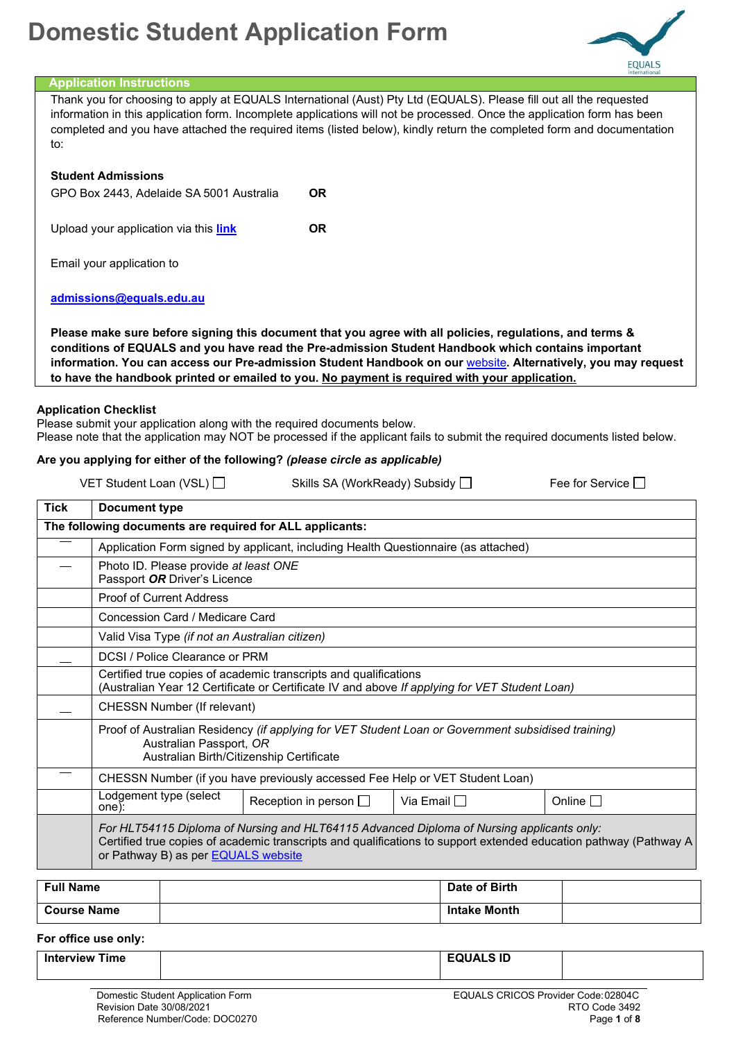# Domestic Student Application Form

EQUALS international

## Application Instructions

Thank you for choosing to apply at EQUALS International (Aust) Pty Ltd (EQUALS). Please fill out all the requested information in this application form. Incomplete applications will not be processed. Once the application form has been completed and you have attached the required items (listed below), kindly return the completed form and documentation to:

**Student Admissions**

GPO Box 2443, Adelaide SA 5001 Australia **OR**

Upload your application via this **link** **OR**

Email your application to

**admissions@equals.edu.au**

**Please make sure before signing this document that you agree with all policies, regulations, and terms & conditions of EQUALS and you have read the Pre-admission Student Handbook which contains important information. You can access our Pre-admission Student Handbook on our website. Alternatively, you may request to have the handbook printed or emailed to you. No payment is required with your application.**

**Application Checklist**

Please submit your application along with the required documents below.
Please note that the application may NOT be processed if the applicant fails to submit the required documents listed below.

**Are you applying for either of the following?** ***(please circle as applicable)***

VET Student Loan (VSL) ☐ Skills SA (WorkReady) Subsidy ☐ Fee for Service ☐

| **Tick** | **Document type** | | | |
|---|---|---|---|---|
| **The following documents are required for ALL applicants:** | | | | |
| ___ | Application Form signed by applicant, including Health Questionnaire (as attached) | | | |
| ___ | Photo ID. Please provide *at least ONE* Passport ***OR*** Driver's Licence | | | |
| | Proof of Current Address | | | |
| | Concession Card / Medicare Card | | | |
| | Valid Visa Type *(if not an Australian citizen)* | | | |
| ___ | DCSI / Police Clearance or PRM | | | |
| | Certified true copies of academic transcripts and qualifications (Australian Year 12 Certificate or Certificate IV and above *If applying for VET Student Loan)* | | | |
| ___ | CHESSN Number (If relevant) | | | |
| | Proof of Australian Residency *(if applying for VET Student Loan or Government subsidised training)* Australian Passport, *OR* Australian Birth/Citizenship Certificate | | | |
| ___ | CHESSN Number (if you have previously accessed Fee Help or VET Student Loan) | | | |
| | Lodgement type (select one): | Reception in person ☐ | Via Email ☐ | Online ☐ |
| | *For HLT54115 Diploma of Nursing and HLT64115 Advanced Diploma of Nursing applicants only:* Certified true copies of academic transcripts and qualifications to support extended education pathway (Pathway A or Pathway B) as per EQUALS website | | | |

| | | | |
|---|---|---|---|
| **Full Name** | | **Date of Birth** | |
| **Course Name** | | **Intake Month** | |

**For office use only:**

| | | | |
|---|---|---|---|
| **Interview Time** | | **EQUALS ID** | |

Domestic Student Application Form
Revision Date 30/08/2021
Reference Number/Code: DOC0270

EQUALS CRICOS Provider Code: 02804C
RTO Code 3492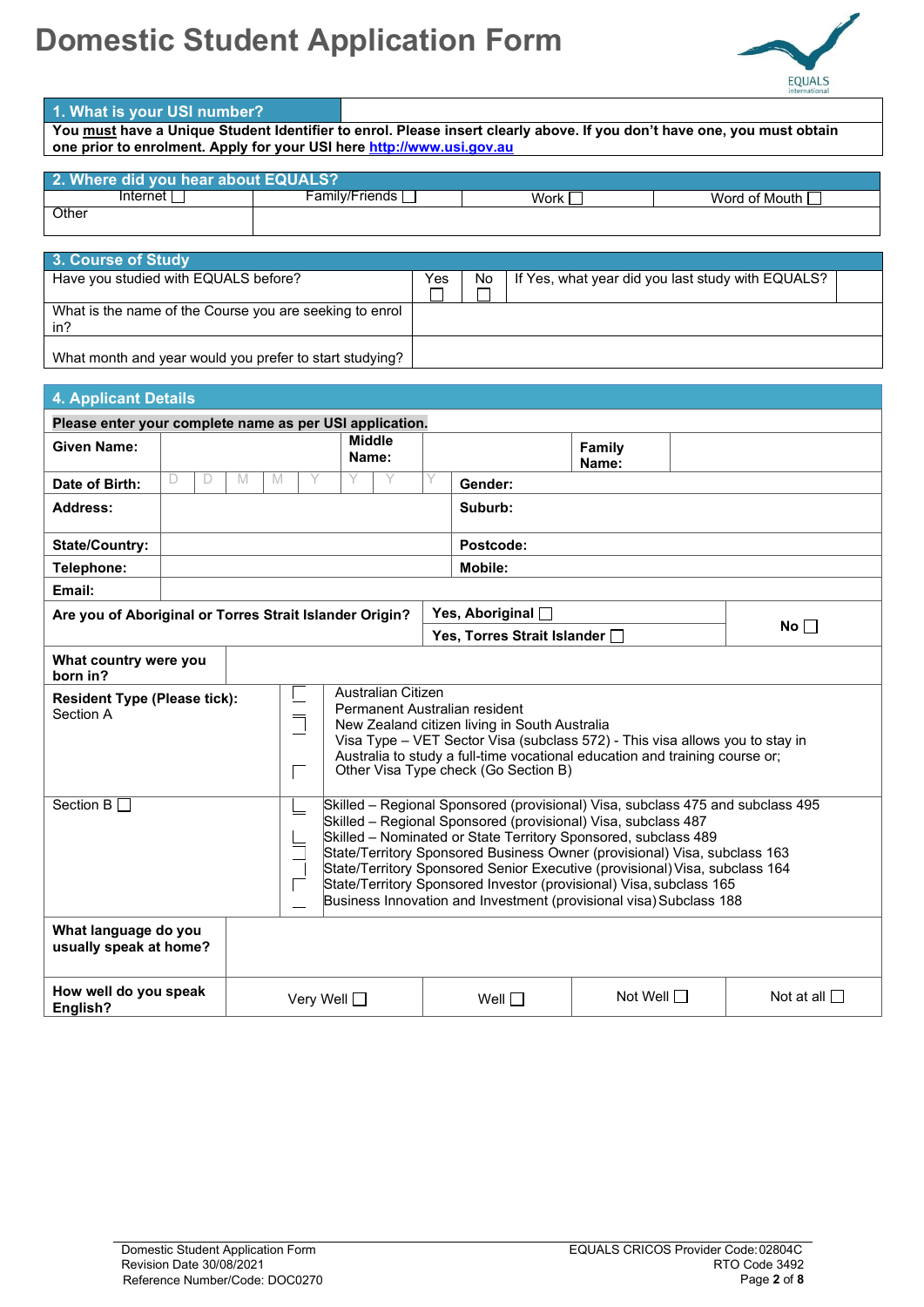# Domestic Student Application Form

## 1. What is your USI number?

**You must have a Unique Student Identifier to enrol. Please insert clearly above. If you don't have one, you must obtain one prior to enrolment. Apply for your USI here http://www.usi.gov.au**

## 2. Where did you hear about EQUALS?

| | | | |
|---|---|---|---|
| Internet ☐ | Family/Friends ☐ | Work ☐ | Word of Mouth ☐ |
| Other | | | |

## 3. Course of Study

| | | | | |
|---|---|---|---|---|
| Have you studied with EQUALS before? | Yes ☐ | No ☐ | If Yes, what year did you last study with EQUALS? | |
| What is the name of the Course you are seeking to enrol in? | | | | |
| What month and year would you prefer to start studying? | | | | |

## 4. Applicant Details

**Please enter your complete name as per USI application.**

| | | | | | |
|---|---|---|---|---|---|
| **Given Name:** | | **Middle Name:** | | **Family Name:** | |
| **Date of Birth:** | D D M M Y Y Y Y | **Gender:** | | | |
| **Address:** | | **Suburb:** | | | |
| **State/Country:** | | **Postcode:** | | | |
| **Telephone:** | | **Mobile:** | | | |
| **Email:** | | | | | |

| | | |
|---|---|---|
| **Are you of Aboriginal or Torres Strait Islander Origin?** | **Yes, Aboriginal** ☐ | **No** ☐ |
| | **Yes, Torres Strait Islander** ☐ | |

| | |
|---|---|
| **What country were you born in?** | |

| | | |
|---|---|---|
| **Resident Type (Please tick):** Section A | ☐ | Australian Citizen |
| | ☐ | Permanent Australian resident |
| | ☐ | New Zealand citizen living in South Australia |
| | ☐ | Visa Type – VET Sector Visa (subclass 572) - This visa allows you to stay in Australia to study a full-time vocational education and training course or; |
| | ☐ | Other Visa Type check (Go Section B) |
| Section B ☐ | ☐ | Skilled – Regional Sponsored (provisional) Visa, subclass 475 and subclass 495 |
| | ☐ | Skilled – Regional Sponsored (provisional) Visa, subclass 487 |
| | ☐ | Skilled – Nominated or State Territory Sponsored, subclass 489 |
| | ☐ | State/Territory Sponsored Business Owner (provisional) Visa, subclass 163 |
| | ☐ | State/Territory Sponsored Senior Executive (provisional) Visa, subclass 164 |
| | ☐ | State/Territory Sponsored Investor (provisional) Visa, subclass 165 |
| | ☐ | Business Innovation and Investment (provisional visa) Subclass 188 |

| | |
|---|---|
| **What language do you usually speak at home?** | |

| | | | | |
|---|---|---|---|---|
| **How well do you speak English?** | Very Well ☐ | Well ☐ | Not Well ☐ | Not at all ☐ |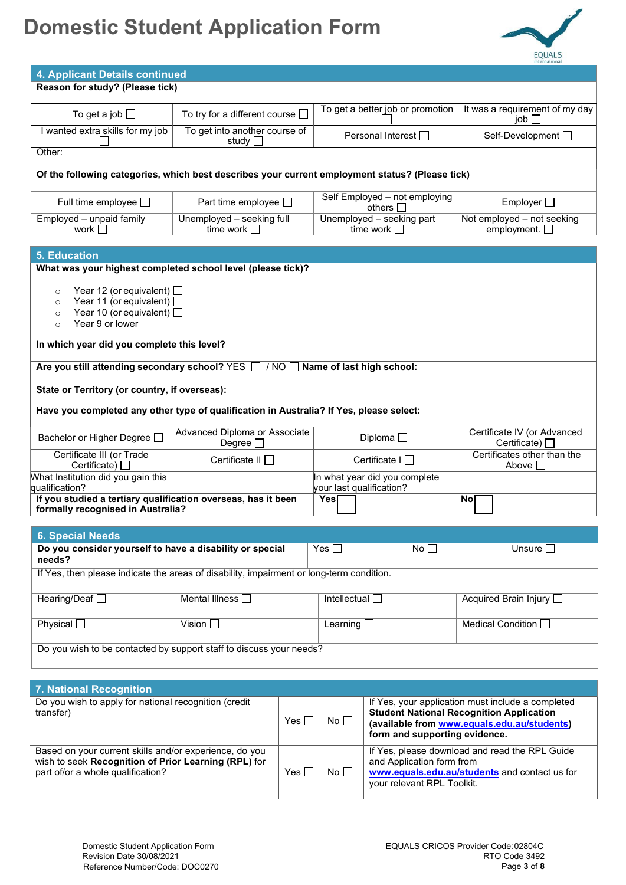# Domestic Student Application Form

## 4. Applicant Details continued

**Reason for study? (Please tick)**

| | | | |
|---|---|---|---|
| To get a job ☐ | To try for a different course ☐ | To get a better job or promotion ☐ | It was a requirement of my day job ☐ |
| I wanted extra skills for my job ☐ | To get into another course of study ☐ | Personal Interest ☐ | Self-Development ☐ |

Other:

**Of the following categories, which best describes your current employment status? (Please tick)**

| | | | |
|---|---|---|---|
| Full time employee ☐ | Part time employee ☐ | Self Employed – not employing others ☐ | Employer ☐ |
| Employed – unpaid family work ☐ | Unemployed – seeking full time work ☐ | Unemployed – seeking part time work ☐ | Not employed – not seeking employment. ☐ |

## 5. Education

**What was your highest completed school level (please tick)?**

- Year 12 (or equivalent) ☐
- Year 11 (or equivalent) ☐
- Year 10 (or equivalent) ☐
- Year 9 or lower

**In which year did you complete this level?**

**Are you still attending secondary school?** YES ☐ / NO ☐ **Name of last high school:**

**State or Territory (or country, if overseas):**

**Have you completed any other type of qualification in Australia? If Yes, please select:**

| | | | |
|---|---|---|---|
| Bachelor or Higher Degree ☐ | Advanced Diploma or Associate Degree ☐ | Diploma ☐ | Certificate IV (or Advanced Certificate) ☐ |
| Certificate III (or Trade Certificate) ☐ | Certificate II ☐ | Certificate I ☐ | Certificates other than the Above ☐ |
| What Institution did you gain this qualification? | | In what year did you complete your last qualification? | |
| **If you studied a tertiary qualification overseas, has it been formally recognised in Australia?** | | **Yes** ☐ | **No** ☐ |

## 6. Special Needs

| | | | |
|---|---|---|---|
| **Do you consider yourself to have a disability or special needs?** | Yes ☐ | No ☐ | Unsure ☐ |

If Yes, then please indicate the areas of disability, impairment or long-term condition.

| | | | |
|---|---|---|---|
| Hearing/Deaf ☐ | Mental Illness ☐ | Intellectual ☐ | Acquired Brain Injury ☐ |
| Physical ☐ | Vision ☐ | Learning ☐ | Medical Condition ☐ |

Do you wish to be contacted by support staff to discuss your needs?

## 7. National Recognition

| | | | |
|---|---|---|---|
| Do you wish to apply for national recognition (credit transfer) | Yes ☐ | No ☐ | If Yes, your application must include a completed **Student National Recognition Application (available from [www.equals.edu.au/students](http://www.equals.edu.au/students)) form and supporting evidence.** |
| Based on your current skills and/or experience, do you wish to seek **Recognition of Prior Learning (RPL)** for part of/or a whole qualification? | Yes ☐ | No ☐ | If Yes, please download and read the RPL Guide and Application form from **[www.equals.edu.au/students](http://www.equals.edu.au/students)** and contact us for your relevant RPL Toolkit. |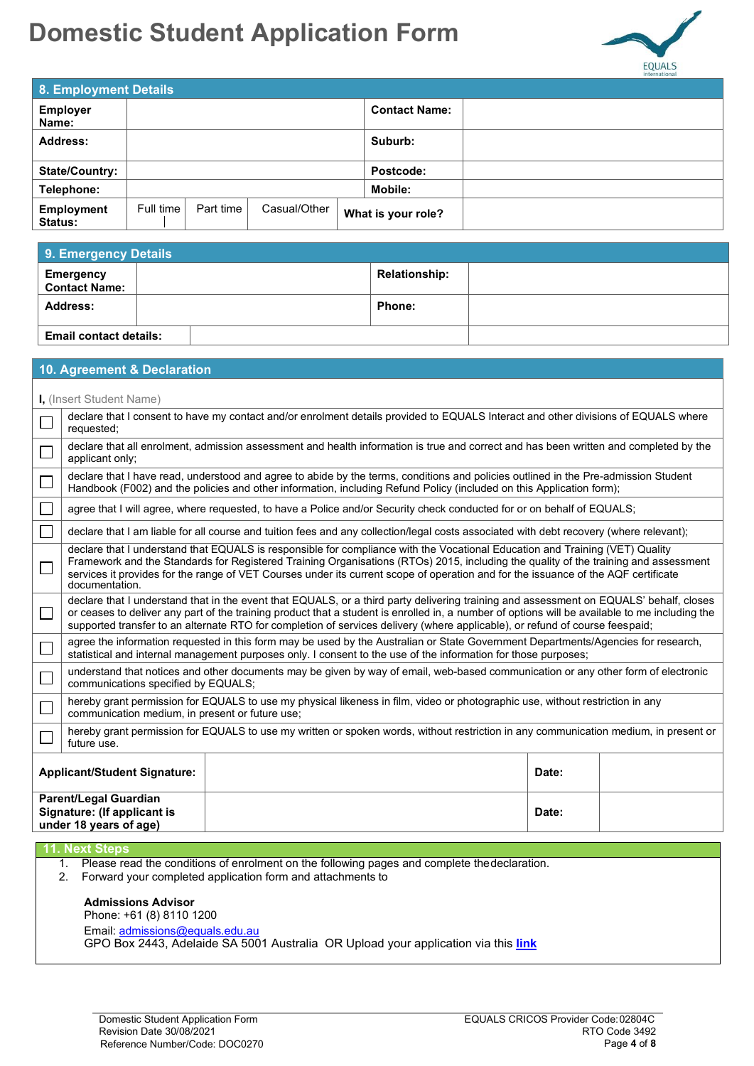# Domestic Student Application Form

## 8. Employment Details

| | | | | | |
|---|---|---|---|---|---|
| **Employer Name:** | | | | **Contact Name:** | |
| **Address:** | | | | **Suburb:** | |
| **State/Country:** | | | | **Postcode:** | |
| **Telephone:** | | | | **Mobile:** | |
| **Employment Status:** | Full time | Part time | Casual/Other | **What is your role?** | |

## 9. Emergency Details

| | | | |
|---|---|---|---|
| **Emergency Contact Name:** | | **Relationship:** | |
| **Address:** | | **Phone:** | |
| **Email contact details:** | | | |

## 10. Agreement & Declaration

**I,** (Insert Student Name)

| | |
|---|---|
| ☐ | declare that I consent to have my contact and/or enrolment details provided to EQUALS Interact and other divisions of EQUALS where requested; |
| ☐ | declare that all enrolment, admission assessment and health information is true and correct and has been written and completed by the applicant only; |
| ☐ | declare that I have read, understood and agree to abide by the terms, conditions and policies outlined in the Pre-admission Student Handbook (F002) and the policies and other information, including Refund Policy (included on this Application form); |
| ☐ | agree that I will agree, where requested, to have a Police and/or Security check conducted for or on behalf of EQUALS; |
| ☐ | declare that I am liable for all course and tuition fees and any collection/legal costs associated with debt recovery (where relevant); |
| ☐ | declare that I understand that EQUALS is responsible for compliance with the Vocational Education and Training (VET) Quality Framework and the Standards for Registered Training Organisations (RTOs) 2015, including the quality of the training and assessment services it provides for the range of VET Courses under its current scope of operation and for the issuance of the AQF certificate documentation. |
| ☐ | declare that I understand that in the event that EQUALS, or a third party delivering training and assessment on EQUALS' behalf, closes or ceases to deliver any part of the training product that a student is enrolled in, a number of options will be available to me including the supported transfer to an alternate RTO for completion of services delivery (where applicable), or refund of course feespaid; |
| ☐ | agree the information requested in this form may be used by the Australian or State Government Departments/Agencies for research, statistical and internal management purposes only. I consent to the use of the information for those purposes; |
| ☐ | understand that notices and other documents may be given by way of email, web-based communication or any other form of electronic communications specified by EQUALS; |
| ☐ | hereby grant permission for EQUALS to use my physical likeness in film, video or photographic use, without restriction in any communication medium, in present or future use; |
| ☐ | hereby grant permission for EQUALS to use my written or spoken words, without restriction in any communication medium, in present or future use. |

| | | | |
|---|---|---|---|
| **Applicant/Student Signature:** | | **Date:** | |
| **Parent/Legal Guardian Signature: (If applicant is under 18 years of age)** | | **Date:** | |

## 11. Next Steps

1. Please read the conditions of enrolment on the following pages and complete thedeclaration.
2. Forward your completed application form and attachments to

**Admissions Advisor**
Phone: +61 (8) 8110 1200
Email: admissions@equals.edu.au
GPO Box 2443, Adelaide SA 5001 Australia OR Upload your application via this **link**

Domestic Student Application Form
Revision Date 30/08/2021
Reference Number/Code: DOC0270

EQUALS CRICOS Provider Code:02804C
RTO Code 3492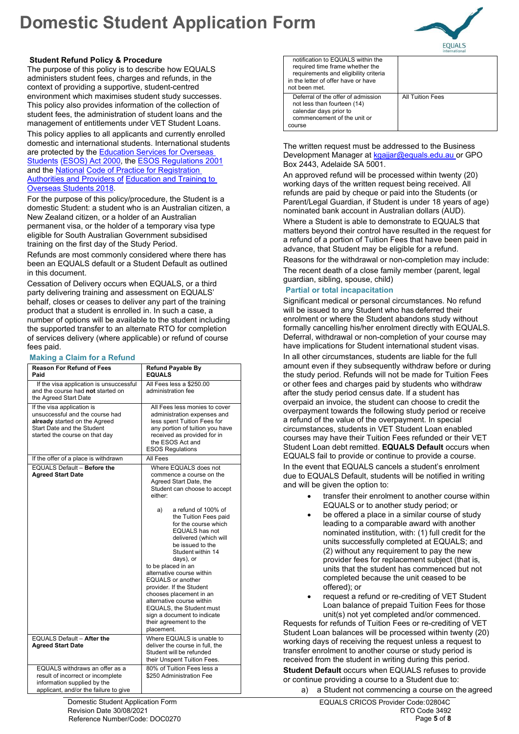# Domestic Student Application Form

**Student Refund Policy & Procedure**

The purpose of this policy is to describe how EQUALS administers student fees, charges and refunds, in the context of providing a supportive, student-centred environment which maximises student study successes. This policy also provides information of the collection of student fees, the administration of student loans and the management of entitlements under VET Student Loans.

This policy applies to all applicants and currently enrolled domestic and international students. International students are protected by the Education Services for Overseas Students (ESOS) Act 2000, the ESOS Regulations 2001 and the National Code of Practice for Registration Authorities and Providers of Education and Training to Overseas Students 2018.

For the purpose of this policy/procedure, the Student is a domestic Student: a student who is an Australian citizen, a New Zealand citizen, or a holder of an Australian permanent visa, or the holder of a temporary visa type eligible for South Australian Government subsidised training on the first day of the Study Period.

Refunds are most commonly considered where there has been an EQUALS default or a Student Default as outlined in this document.

Cessation of Delivery occurs when EQUALS, or a third party delivering training and assessment on EQUALS' behalf, closes or ceases to deliver any part of the training product that a student is enrolled in. In such a case, a number of options will be available to the student including the supported transfer to an alternate RTO for completion of services delivery (where applicable) or refund of course fees paid.

### Making a Claim for a Refund

| Reason For Refund of Fees Paid | Refund Payable By EQUALS |
|---|---|
| If the visa application is unsuccessful and the course had **not** started on the Agreed Start Date | All Fees less a $250.00 administration fee |
| If the visa application is unsuccessful and the course had **already** started on the Agreed Start Date and the Student started the course on that day | All Fees less monies to cover administration expenses and less spent Tuition Fees for any portion of tuition you have received as provided for in the ESOS Act and ESOS Regulations |
| If the offer of a place is withdrawn | All Fees |
| EQUALS Default – **Before the Agreed Start Date** | Where EQUALS does not commence a course on the Agreed Start Date, the Student can choose to accept either: a) a refund of 100% of the Tuition Fees paid for the course which EQUALS has not delivered (which will be issued to the Student within 14 days), or to be placed in an alternative course within EQUALS or another provider. If the Student chooses placement in an alternative course within EQUALS, the Student must sign a document to indicate their agreement to the placement. |
| EQUALS Default – **After the Agreed Start Date** | Where EQUALS is unable to deliver the course in full, the Student will be refunded their Unspent Tuition Fees. |
| EQUALS withdraws an offer as a result of incorrect or incomplete information supplied by the applicant, and/or the failure to give notification to EQUALS within the required time frame whether the requirements and eligibility criteria in the letter of offer have or have not been met. | 80% of Tuition Fees less a $250 Administration Fee |
| Deferral of the offer of admission not less than fourteen (14) calendar days prior to commencement of the unit or course | All Tuition Fees |

The written request must be addressed to the Business Development Manager at kgajjar@equals.edu.au or GPO Box 2443, Adelaide SA 5001.

An approved refund will be processed within twenty (20) working days of the written request being received. All refunds are paid by cheque or paid into the Students (or Parent/Legal Guardian, if Student is under 18 years of age) nominated bank account in Australian dollars (AUD).

Where a Student is able to demonstrate to EQUALS that matters beyond their control have resulted in the request for a refund of a portion of Tuition Fees that have been paid in advance, that Student may be eligible for a refund.

Reasons for the withdrawal or non-completion may include:

The recent death of a close family member (parent, legal guardian, sibling, spouse, child)

### Partial or total incapacitation

Significant medical or personal circumstances. No refund will be issued to any Student who has deferred their enrolment or where the Student abandons study without formally cancelling his/her enrolment directly with EQUALS. Deferral, withdrawal or non-completion of your course may have implications for Student international student visas.

In all other circumstances, students are liable for the full amount even if they subsequently withdraw before or during the study period. Refunds will not be made for Tuition Fees or other fees and charges paid by students who withdraw after the study period census date. If a student has overpaid an invoice, the student can choose to credit the overpayment towards the following study period or receive a refund of the value of the overpayment. In special circumstances, students in VET Student Loan enabled courses may have their Tuition Fees refunded or their VET Student Loan debt remitted. **EQUALS Default** occurs when EQUALS fail to provide or continue to provide a course.

In the event that EQUALS cancels a student's enrolment due to EQUALS Default, students will be notified in writing and will be given the option to:

- transfer their enrolment to another course within EQUALS or to another study period; or
- be offered a place in a similar course of study leading to a comparable award with another nominated institution, with: (1) full credit for the units successfully completed at EQUALS; and (2) without any requirement to pay the new provider fees for replacement subject (that is, units that the student has commenced but not completed because the unit ceased to be offered); or
- request a refund or re-crediting of VET Student Loan balance of prepaid Tuition Fees for those unit(s) not yet completed and/or commenced.

Requests for refunds of Tuition Fees or re-crediting of VET Student Loan balances will be processed within twenty (20) working days of receiving the request unless a request to transfer enrolment to another course or study period is received from the student in writing during this period.

**Student Default** occurs when EQUALS refuses to provide or continue providing a course to a Student due to:

a) a Student not commencing a course on the agreed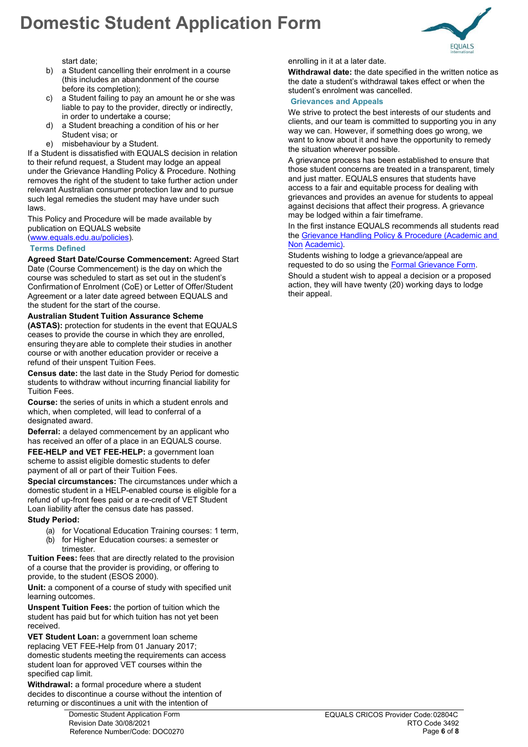start date;

b) a Student cancelling their enrolment in a course (this includes an abandonment of the course before its completion);
c) a Student failing to pay an amount he or she was liable to pay to the provider, directly or indirectly, in order to undertake a course;
d) a Student breaching a condition of his or her Student visa; or
e) misbehaviour by a Student.

If a Student is dissatisfied with EQUALS decision in relation to their refund request, a Student may lodge an appeal under the Grievance Handling Policy & Procedure. Nothing removes the right of the student to take further action under relevant Australian consumer protection law and to pursue such legal remedies the student may have under such laws.

This Policy and Procedure will be made available by publication on EQUALS website (www.equals.edu.au/policies).

### Terms Defined

**Agreed Start Date/Course Commencement:** Agreed Start Date (Course Commencement) is the day on which the course was scheduled to start as set out in the student's Confirmation of Enrolment (CoE) or Letter of Offer/Student Agreement or a later date agreed between EQUALS and the student for the start of the course.

**Australian Student Tuition Assurance Scheme (ASTAS):** protection for students in the event that EQUALS ceases to provide the course in which they are enrolled, ensuring they are able to complete their studies in another course or with another education provider or receive a refund of their unspent Tuition Fees.

**Census date:** the last date in the Study Period for domestic students to withdraw without incurring financial liability for Tuition Fees.

**Course:** the series of units in which a student enrols and which, when completed, will lead to conferral of a designated award.

**Deferral:** a delayed commencement by an applicant who has received an offer of a place in an EQUALS course.

**FEE-HELP and VET FEE-HELP:** a government loan scheme to assist eligible domestic students to defer payment of all or part of their Tuition Fees.

**Special circumstances:** The circumstances under which a domestic student in a HELP-enabled course is eligible for a refund of up-front fees paid or a re-credit of VET Student Loan liability after the census date has passed.

**Study Period:**

(a) for Vocational Education Training courses: 1 term,
(b) for Higher Education courses: a semester or trimester.

**Tuition Fees:** fees that are directly related to the provision of a course that the provider is providing, or offering to provide, to the student (ESOS 2000).

**Unit:** a component of a course of study with specified unit learning outcomes.

**Unspent Tuition Fees:** the portion of tuition which the student has paid but for which tuition has not yet been received.

**VET Student Loan:** a government loan scheme replacing VET FEE-Help from 01 January 2017; domestic students meeting the requirements can access student loan for approved VET courses within the specified cap limit.

**Withdrawal:** a formal procedure where a student decides to discontinue a course without the intention of returning or discontinues a unit with the intention of enrolling in it at a later date.

**Withdrawal date:** the date specified in the written notice as the date a student's withdrawal takes effect or when the student's enrolment was cancelled.

### Grievances and Appeals

We strive to protect the best interests of our students and clients, and our team is committed to supporting you in any way we can. However, if something does go wrong, we want to know about it and have the opportunity to remedy the situation wherever possible.

A grievance process has been established to ensure that those student concerns are treated in a transparent, timely and just matter. EQUALS ensures that students have access to a fair and equitable process for dealing with grievances and provides an avenue for students to appeal against decisions that affect their progress. A grievance may be lodged within a fair timeframe.

In the first instance EQUALS recommends all students read the Grievance Handling Policy & Procedure (Academic and Non Academic).

Students wishing to lodge a grievance/appeal are requested to do so using the Formal Grievance Form.

Should a student wish to appeal a decision or a proposed action, they will have twenty (20) working days to lodge their appeal.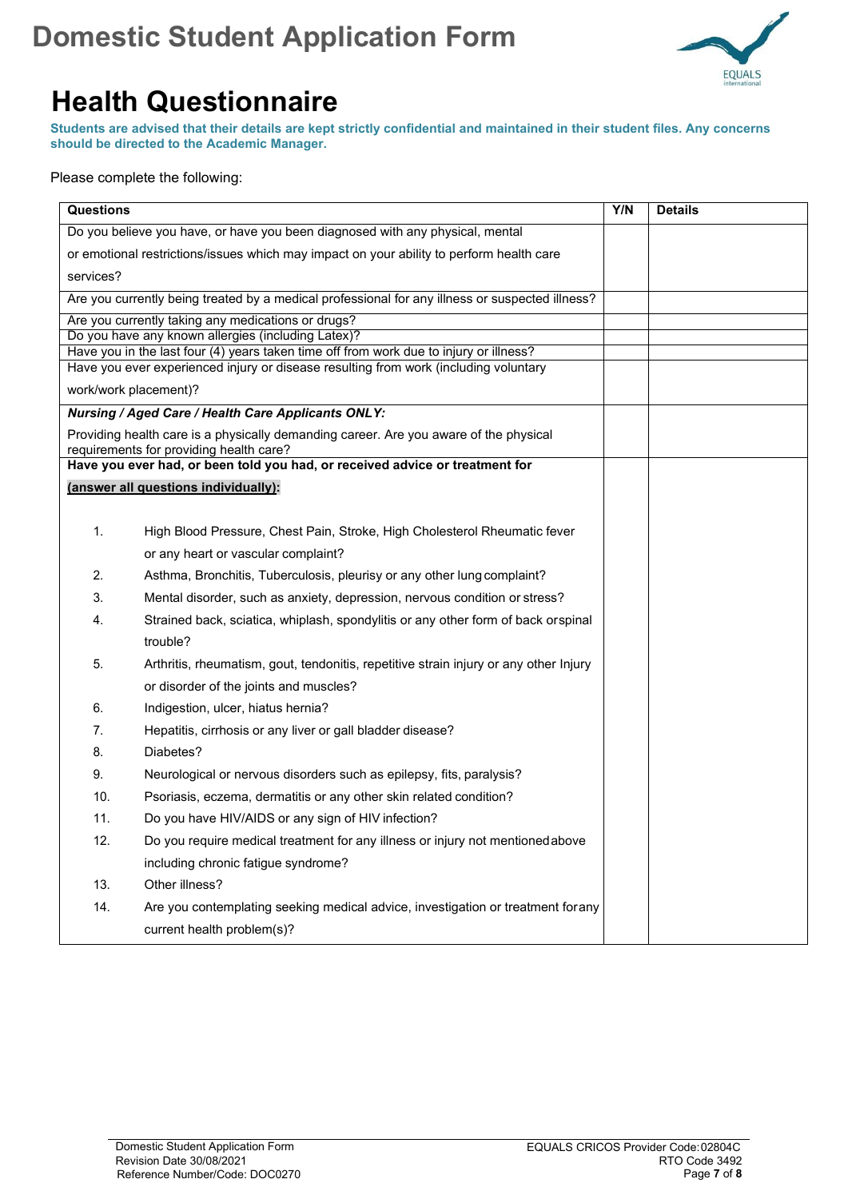# Domestic Student Application Form

# Health Questionnaire

**Students are advised that their details are kept strictly confidential and maintained in their student files. Any concerns should be directed to the Academic Manager.**

Please complete the following:

| Questions | Y/N | Details |
|---|---|---|
| Do you believe you have, or have you been diagnosed with any physical, mental or emotional restrictions/issues which may impact on your ability to perform health care services? | | |
| Are you currently being treated by a medical professional for any illness or suspected illness? | | |
| Are you currently taking any medications or drugs? | | |
| Do you have any known allergies (including Latex)? | | |
| Have you in the last four (4) years taken time off from work due to injury or illness? | | |
| Have you ever experienced injury or disease resulting from work (including voluntary work/work placement)? | | |
| ***Nursing / Aged Care / Health Care Applicants ONLY:*** Providing health care is a physically demanding career. Are you aware of the physical requirements for providing health care? | | |
| **Have you ever had, or been told you had, or received advice or treatment for** **(answer all questions individually):**<br>1. High Blood Pressure, Chest Pain, Stroke, High Cholesterol Rheumatic fever or any heart or vascular complaint?<br>2. Asthma, Bronchitis, Tuberculosis, pleurisy or any other lung complaint?<br>3. Mental disorder, such as anxiety, depression, nervous condition or stress?<br>4. Strained back, sciatica, whiplash, spondylitis or any other form of back or spinal trouble?<br>5. Arthritis, rheumatism, gout, tendonitis, repetitive strain injury or any other Injury or disorder of the joints and muscles?<br>6. Indigestion, ulcer, hiatus hernia?<br>7. Hepatitis, cirrhosis or any liver or gall bladder disease?<br>8. Diabetes?<br>9. Neurological or nervous disorders such as epilepsy, fits, paralysis?<br>10. Psoriasis, eczema, dermatitis or any other skin related condition?<br>11. Do you have HIV/AIDS or any sign of HIV infection?<br>12. Do you require medical treatment for any illness or injury not mentioned above including chronic fatigue syndrome?<br>13. Other illness?<br>14. Are you contemplating seeking medical advice, investigation or treatment for any current health problem(s)? | | |

Domestic Student Application Form
Revision Date 30/08/2021
Reference Number/Code: DOC0270

EQUALS CRICOS Provider Code: 02804C
RTO Code 3492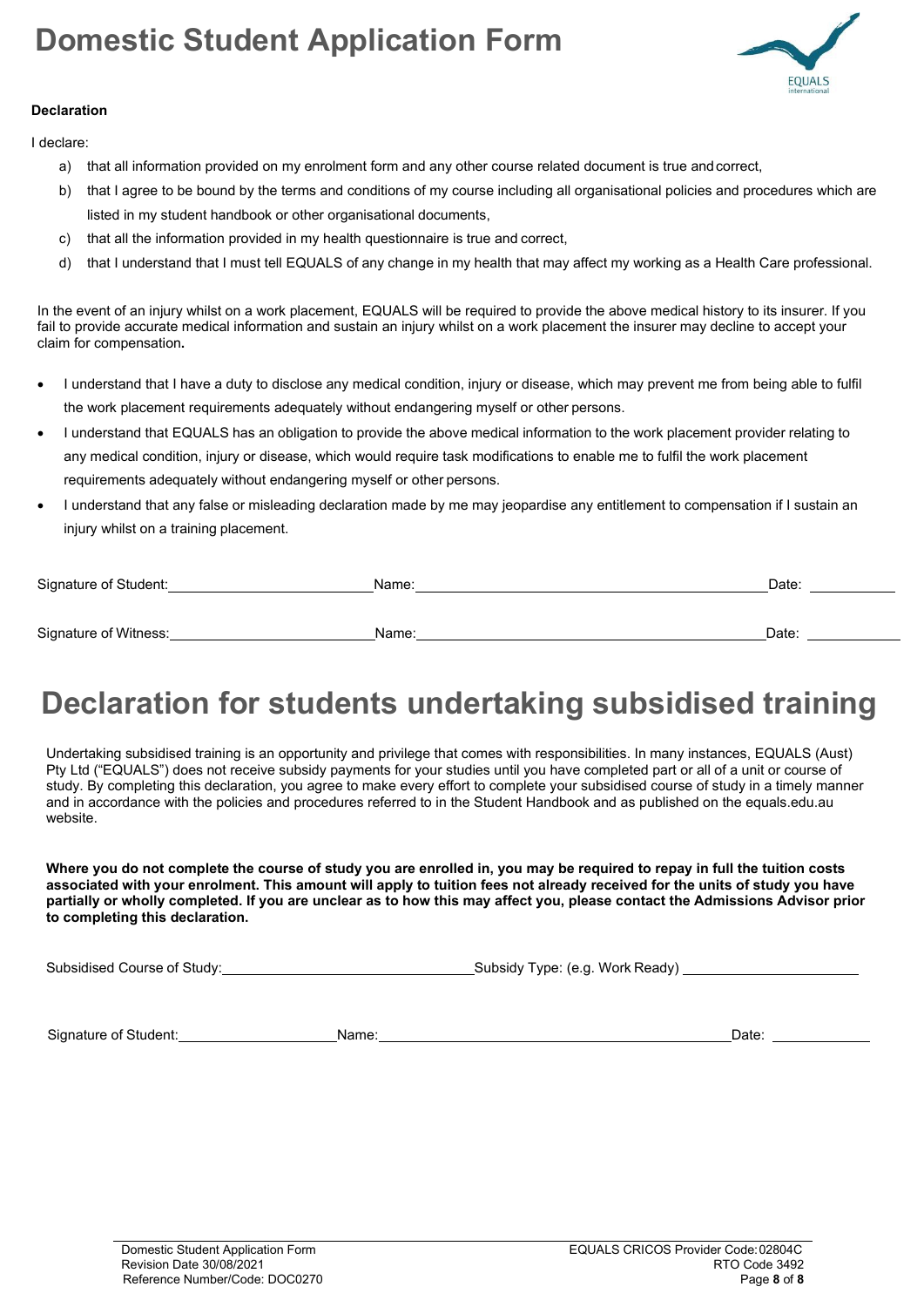# Domestic Student Application Form

**Declaration**

I declare:

a) that all information provided on my enrolment form and any other course related document is true and correct,

b) that I agree to be bound by the terms and conditions of my course including all organisational policies and procedures which are listed in my student handbook or other organisational documents,

c) that all the information provided in my health questionnaire is true and correct,

d) that I understand that I must tell EQUALS of any change in my health that may affect my working as a Health Care professional.

In the event of an injury whilst on a work placement, EQUALS will be required to provide the above medical history to its insurer. If you fail to provide accurate medical information and sustain an injury whilst on a work placement the insurer may decline to accept your claim for compensation.

- I understand that I have a duty to disclose any medical condition, injury or disease, which may prevent me from being able to fulfil the work placement requirements adequately without endangering myself or other persons.
- I understand that EQUALS has an obligation to provide the above medical information to the work placement provider relating to any medical condition, injury or disease, which would require task modifications to enable me to fulfil the work placement requirements adequately without endangering myself or other persons.
- I understand that any false or misleading declaration made by me may jeopardise any entitlement to compensation if I sustain an injury whilst on a training placement.

Signature of Student: ______________ Name: ______________ Date: ______________

Signature of Witness: ______________ Name: ______________ Date: ______________

# Declaration for students undertaking subsidised training

Undertaking subsidised training is an opportunity and privilege that comes with responsibilities. In many instances, EQUALS (Aust) Pty Ltd ("EQUALS") does not receive subsidy payments for your studies until you have completed part or all of a unit or course of study. By completing this declaration, you agree to make every effort to complete your subsidised course of study in a timely manner and in accordance with the policies and procedures referred to in the Student Handbook and as published on the equals.edu.au website.

**Where you do not complete the course of study you are enrolled in, you may be required to repay in full the tuition costs associated with your enrolment. This amount will apply to tuition fees not already received for the units of study you have partially or wholly completed. If you are unclear as to how this may affect you, please contact the Admissions Advisor prior to completing this declaration.**

Subsidised Course of Study: ______________ Subsidy Type: (e.g. Work Ready) ______________

Signature of Student: ______________ Name: ______________ Date: ______________